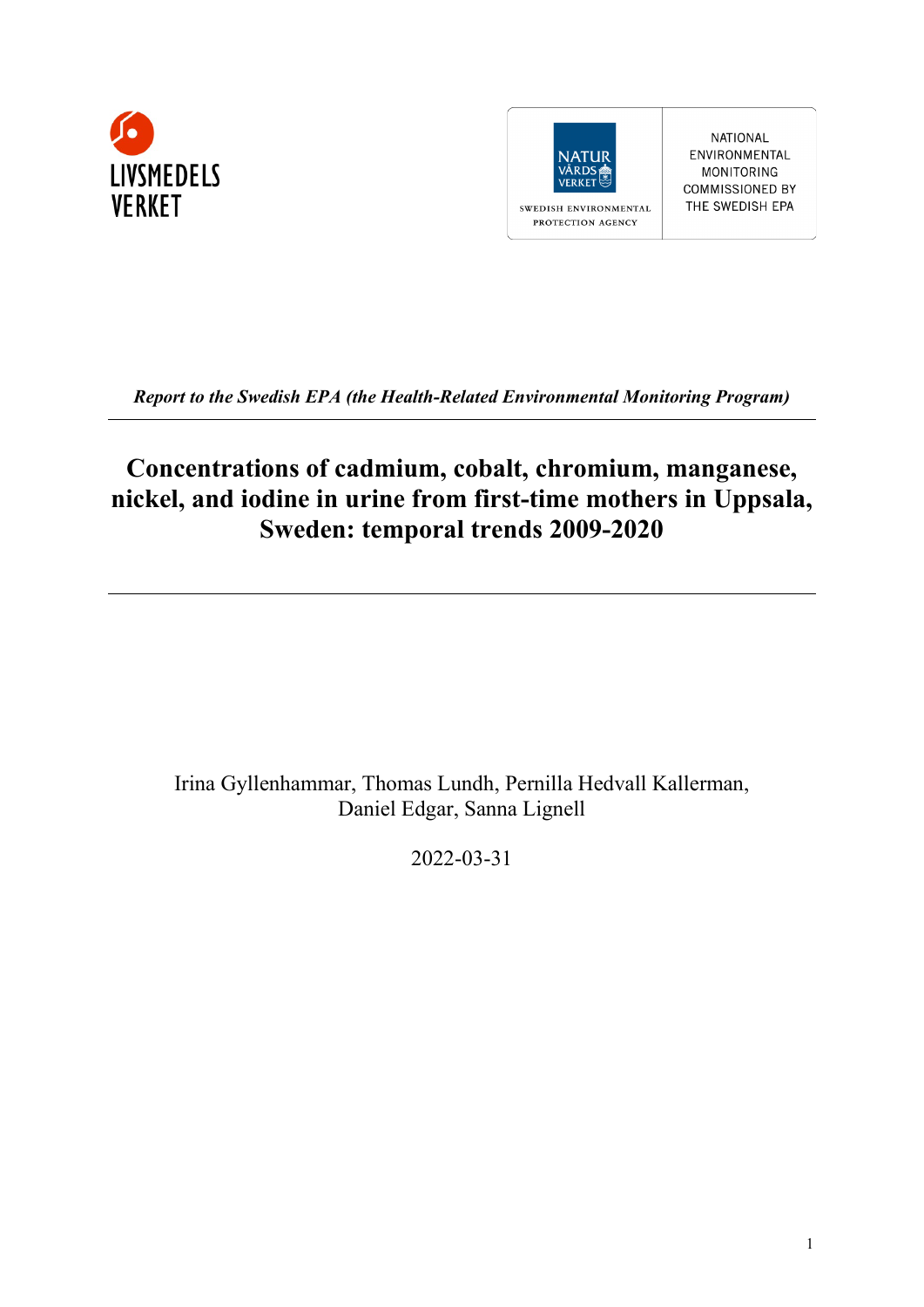LIVSMEDELS VERKET

NATUR VÅRDS VERKET

SWEDISH ENVIRONMENTAL PROTECTION AGENCY

NATIONAL ENVIRONMENTAL MONITORING COMMISSIONED BY THE SWEDISH EPA

*Report to the Swedish EPA (the Health-Related Environmental Monitoring Program)*

---

# Concentrations of cadmium, cobalt, chromium, manganese, nickel, and iodine in urine from first-time mothers in Uppsala, Sweden: temporal trends 2009-2020

---

Irina Gyllenhammar, Thomas Lundh, Pernilla Hedvall Kallerman, Daniel Edgar, Sanna Lignell

2022-03-31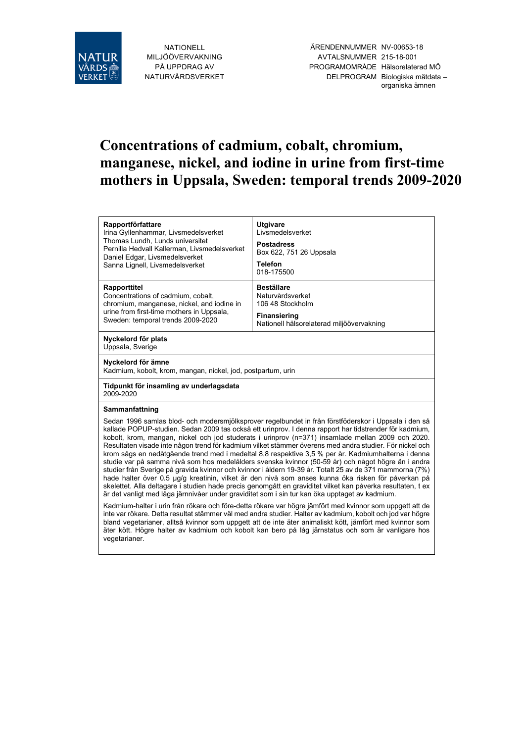NATIONELL MILJÖÖVERVAKNING PÅ UPPDRAG AV NATURVÅRDSVERKET

| | |
|---|---|
| ÄRENDENNUMMER | NV-00653-18 |
| AVTALSNUMMER | 215-18-001 |
| PROGRAMOMRÅDE | Hälsorelaterad MÖ |
| DELPROGRAM | Biologiska mätdata – organiska ämnen |

# Concentrations of cadmium, cobalt, chromium, manganese, nickel, and iodine in urine from first-time mothers in Uppsala, Sweden: temporal trends 2009-2020

| | |
|---|---|
| **Rapportförfattare**<br>Irina Gyllenhammar, Livsmedelsverket<br>Thomas Lundh, Lunds universitet<br>Pernilla Hedvall Kallerman, Livsmedelsverket<br>Daniel Edgar, Livsmedelsverket<br>Sanna Lignell, Livsmedelsverket | **Utgivare**<br>Livsmedelsverket<br>**Postadress**<br>Box 622, 751 26 Uppsala<br>**Telefon**<br>018-175500 |
| **Rapporttitel**<br>Concentrations of cadmium, cobalt, chromium, manganese, nickel, and iodine in urine from first-time mothers in Uppsala, Sweden: temporal trends 2009-2020 | **Beställare**<br>Naturvårdsverket<br>106 48 Stockholm<br>**Finansiering**<br>Nationell hälsorelaterad miljöövervakning |

**Nyckelord för plats**
Uppsala, Sverige

**Nyckelord för ämne**
Kadmium, kobolt, krom, mangan, nickel, jod, postpartum, urin

**Tidpunkt för insamling av underlagsdata**
2009-2020

**Sammanfattning**

Sedan 1996 samlas blod- och modersmjölksprover regelbundet in från förstföderskor i Uppsala i den så kallade POPUP-studien. Sedan 2009 tas också ett urinprov. I denna rapport har tidstrender för kadmium, kobolt, krom, mangan, nickel och jod studerats i urinprov (n=371) insamlade mellan 2009 och 2020. Resultaten visade inte någon trend för kadmium vilket stämmer överens med andra studier. För nickel och krom sågs en nedåtgående trend med i medeltal 8,8 respektive 3,5 % per år. Kadmiumhalterna i denna studie var på samma nivå som hos medelålders svenska kvinnor (50-59 år) och något högre än i andra studier från Sverige på gravida kvinnor och kvinnor i åldern 19-39 år. Totalt 25 av de 371 mammorna (7%) hade halter över 0.5 µg/g kreatinin, vilket är den nivå som anses kunna öka risken för påverkan på skelettet. Alla deltagare i studien hade precis genomgått en graviditet vilket kan påverka resultaten, t ex är det vanligt med låga järnnivåer under graviditet som i sin tur kan öka upptaget av kadmium.

Kadmium-halter i urin från rökare och före-detta rökare var högre jämfört med kvinnor som uppgett att de inte var rökare. Detta resultat stämmer väl med andra studier. Halter av kadmium, kobolt och jod var högre bland vegetarianer, alltså kvinnor som uppgett att de inte äter animaliskt kött, jämfört med kvinnor som äter kött. Högre halter av kadmium och kobolt kan bero på låg järnstatus och som är vanligare hos vegetarianer.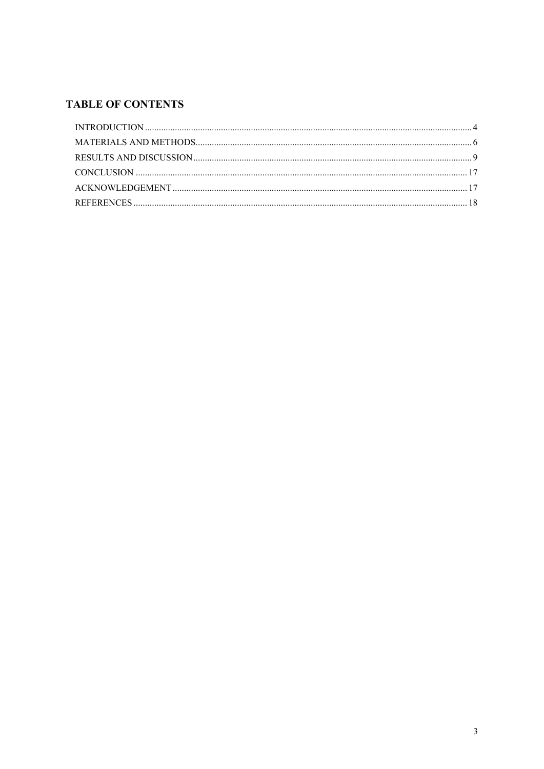## TABLE OF CONTENTS

INTRODUCTION ........................................................................................................ 4

MATERIALS AND METHODS........................................................................................ 6

RESULTS AND DISCUSSION........................................................................................ 9

CONCLUSION ........................................................................................................ 17

ACKNOWLEDGEMENT ........................................................................................................ 17

REFERENCES ........................................................................................................ 18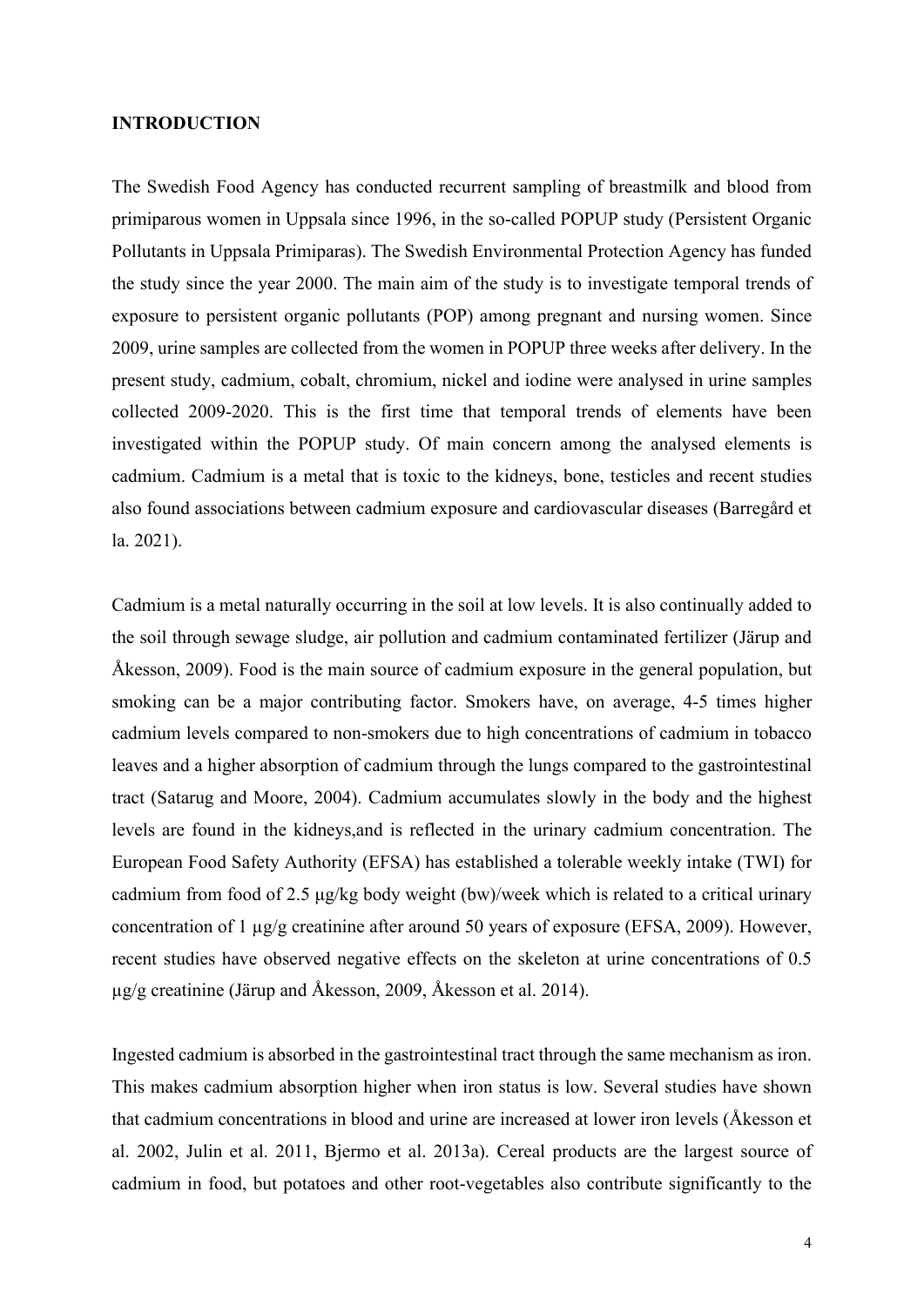# INTRODUCTION

The Swedish Food Agency has conducted recurrent sampling of breastmilk and blood from primiparous women in Uppsala since 1996, in the so-called POPUP study (Persistent Organic Pollutants in Uppsala Primiparas). The Swedish Environmental Protection Agency has funded the study since the year 2000. The main aim of the study is to investigate temporal trends of exposure to persistent organic pollutants (POP) among pregnant and nursing women. Since 2009, urine samples are collected from the women in POPUP three weeks after delivery. In the present study, cadmium, cobalt, chromium, nickel and iodine were analysed in urine samples collected 2009-2020. This is the first time that temporal trends of elements have been investigated within the POPUP study. Of main concern among the analysed elements is cadmium. Cadmium is a metal that is toxic to the kidneys, bone, testicles and recent studies also found associations between cadmium exposure and cardiovascular diseases (Barregård et la. 2021).

Cadmium is a metal naturally occurring in the soil at low levels. It is also continually added to the soil through sewage sludge, air pollution and cadmium contaminated fertilizer (Järup and Åkesson, 2009). Food is the main source of cadmium exposure in the general population, but smoking can be a major contributing factor. Smokers have, on average, 4-5 times higher cadmium levels compared to non-smokers due to high concentrations of cadmium in tobacco leaves and a higher absorption of cadmium through the lungs compared to the gastrointestinal tract (Satarug and Moore, 2004). Cadmium accumulates slowly in the body and the highest levels are found in the kidneys,and is reflected in the urinary cadmium concentration. The European Food Safety Authority (EFSA) has established a tolerable weekly intake (TWI) for cadmium from food of 2.5 µg/kg body weight (bw)/week which is related to a critical urinary concentration of 1 µg/g creatinine after around 50 years of exposure (EFSA, 2009). However, recent studies have observed negative effects on the skeleton at urine concentrations of 0.5 µg/g creatinine (Järup and Åkesson, 2009, Åkesson et al. 2014).

Ingested cadmium is absorbed in the gastrointestinal tract through the same mechanism as iron. This makes cadmium absorption higher when iron status is low. Several studies have shown that cadmium concentrations in blood and urine are increased at lower iron levels (Åkesson et al. 2002, Julin et al. 2011, Bjermo et al. 2013a). Cereal products are the largest source of cadmium in food, but potatoes and other root-vegetables also contribute significantly to the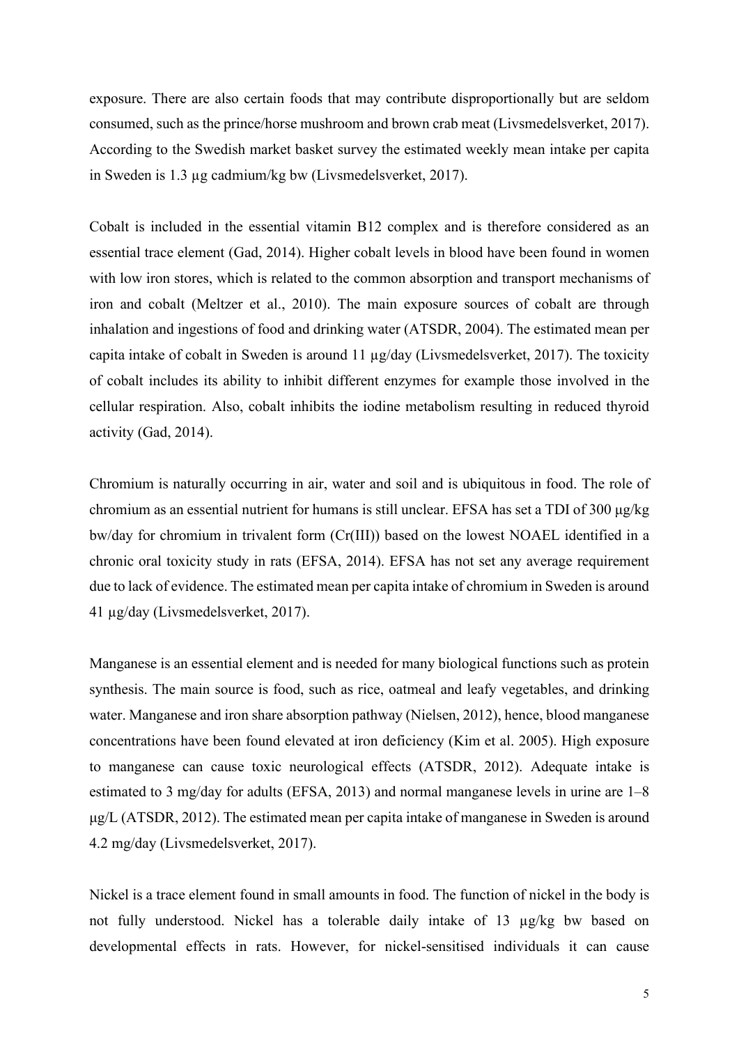exposure. There are also certain foods that may contribute disproportionally but are seldom consumed, such as the prince/horse mushroom and brown crab meat (Livsmedelsverket, 2017). According to the Swedish market basket survey the estimated weekly mean intake per capita in Sweden is 1.3 µg cadmium/kg bw (Livsmedelsverket, 2017).

Cobalt is included in the essential vitamin B12 complex and is therefore considered as an essential trace element (Gad, 2014). Higher cobalt levels in blood have been found in women with low iron stores, which is related to the common absorption and transport mechanisms of iron and cobalt (Meltzer et al., 2010). The main exposure sources of cobalt are through inhalation and ingestions of food and drinking water (ATSDR, 2004). The estimated mean per capita intake of cobalt in Sweden is around 11 µg/day (Livsmedelsverket, 2017). The toxicity of cobalt includes its ability to inhibit different enzymes for example those involved in the cellular respiration. Also, cobalt inhibits the iodine metabolism resulting in reduced thyroid activity (Gad, 2014).

Chromium is naturally occurring in air, water and soil and is ubiquitous in food. The role of chromium as an essential nutrient for humans is still unclear. EFSA has set a TDI of 300 µg/kg bw/day for chromium in trivalent form (Cr(III)) based on the lowest NOAEL identified in a chronic oral toxicity study in rats (EFSA, 2014). EFSA has not set any average requirement due to lack of evidence. The estimated mean per capita intake of chromium in Sweden is around 41 µg/day (Livsmedelsverket, 2017).

Manganese is an essential element and is needed for many biological functions such as protein synthesis. The main source is food, such as rice, oatmeal and leafy vegetables, and drinking water. Manganese and iron share absorption pathway (Nielsen, 2012), hence, blood manganese concentrations have been found elevated at iron deficiency (Kim et al. 2005). High exposure to manganese can cause toxic neurological effects (ATSDR, 2012). Adequate intake is estimated to 3 mg/day for adults (EFSA, 2013) and normal manganese levels in urine are 1–8 µg/L (ATSDR, 2012). The estimated mean per capita intake of manganese in Sweden is around 4.2 mg/day (Livsmedelsverket, 2017).

Nickel is a trace element found in small amounts in food. The function of nickel in the body is not fully understood. Nickel has a tolerable daily intake of 13 µg/kg bw based on developmental effects in rats. However, for nickel-sensitised individuals it can cause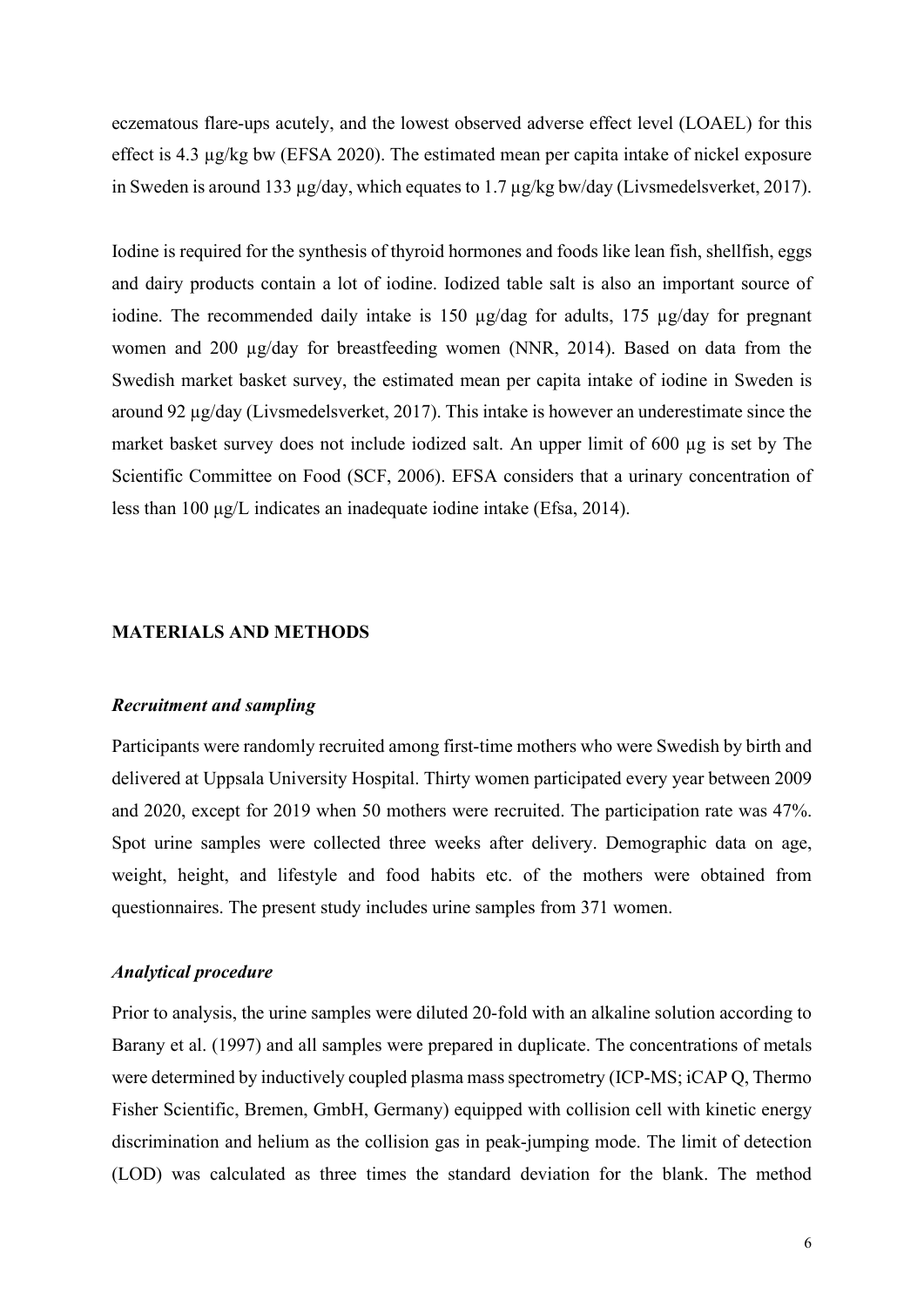eczematous flare-ups acutely, and the lowest observed adverse effect level (LOAEL) for this effect is 4.3 µg/kg bw (EFSA 2020). The estimated mean per capita intake of nickel exposure in Sweden is around 133 µg/day, which equates to 1.7 µg/kg bw/day (Livsmedelsverket, 2017).

Iodine is required for the synthesis of thyroid hormones and foods like lean fish, shellfish, eggs and dairy products contain a lot of iodine. Iodized table salt is also an important source of iodine. The recommended daily intake is 150 µg/dag for adults, 175 µg/day for pregnant women and 200 µg/day for breastfeeding women (NNR, 2014). Based on data from the Swedish market basket survey, the estimated mean per capita intake of iodine in Sweden is around 92 µg/day (Livsmedelsverket, 2017). This intake is however an underestimate since the market basket survey does not include iodized salt. An upper limit of 600 µg is set by The Scientific Committee on Food (SCF, 2006). EFSA considers that a urinary concentration of less than 100 µg/L indicates an inadequate iodine intake (Efsa, 2014).

## MATERIALS AND METHODS

### *Recruitment and sampling*

Participants were randomly recruited among first-time mothers who were Swedish by birth and delivered at Uppsala University Hospital. Thirty women participated every year between 2009 and 2020, except for 2019 when 50 mothers were recruited. The participation rate was 47%. Spot urine samples were collected three weeks after delivery. Demographic data on age, weight, height, and lifestyle and food habits etc. of the mothers were obtained from questionnaires. The present study includes urine samples from 371 women.

### *Analytical procedure*

Prior to analysis, the urine samples were diluted 20-fold with an alkaline solution according to Barany et al. (1997) and all samples were prepared in duplicate. The concentrations of metals were determined by inductively coupled plasma mass spectrometry (ICP-MS; iCAP Q, Thermo Fisher Scientific, Bremen, GmbH, Germany) equipped with collision cell with kinetic energy discrimination and helium as the collision gas in peak-jumping mode. The limit of detection (LOD) was calculated as three times the standard deviation for the blank. The method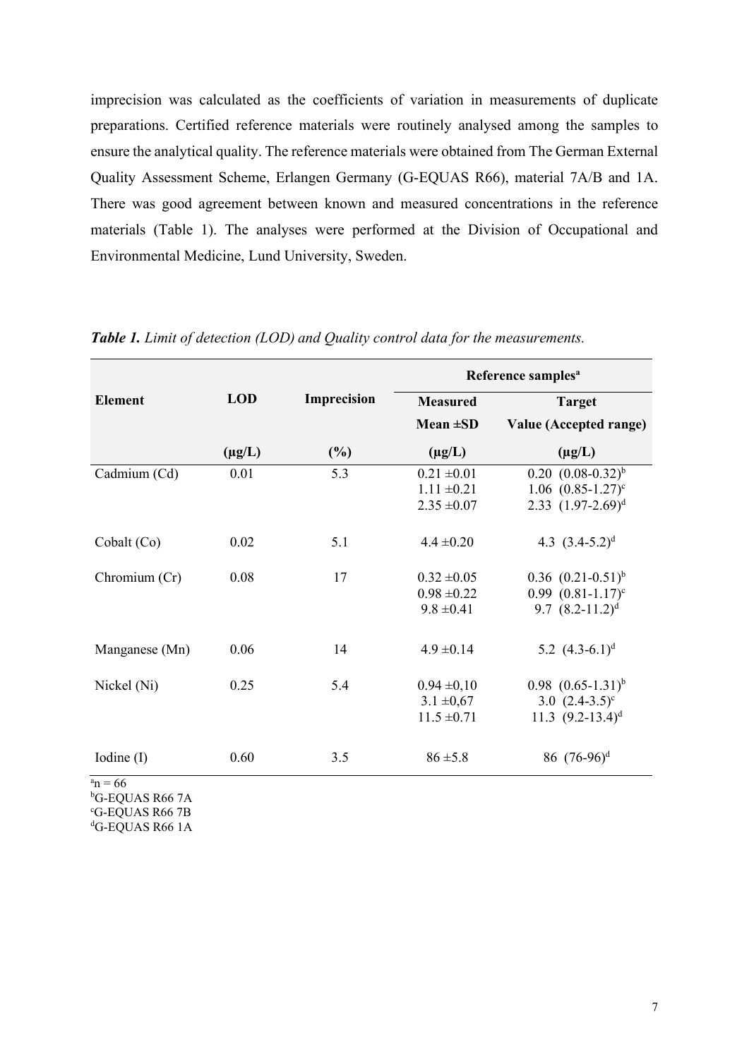imprecision was calculated as the coefficients of variation in measurements of duplicate preparations. Certified reference materials were routinely analysed among the samples to ensure the analytical quality. The reference materials were obtained from The German External Quality Assessment Scheme, Erlangen Germany (G-EQUAS R66), material 7A/B and 1A. There was good agreement between known and measured concentrations in the reference materials (Table 1). The analyses were performed at the Division of Occupational and Environmental Medicine, Lund University, Sweden.

***Table 1.*** *Limit of detection (LOD) and Quality control data for the measurements.*

| Element | LOD | Imprecision | Reference samples[a] | |
|---|---|---|---|---|
| | | | Measured Mean ±SD | Target Value (Accepted range) |
| | (µg/L) | (%) | (µg/L) | (µg/L) |
| Cadmium (Cd) | 0.01 | 5.3 | 0.21 ±0.01<br>1.11 ±0.21<br>2.35 ±0.07 | 0.20 (0.08-0.32)[b]<br>1.06 (0.85-1.27)[c]<br>2.33 (1.97-2.69)[d] |
| Cobalt (Co) | 0.02 | 5.1 | 4.4 ±0.20 | 4.3 (3.4-5.2)[d] |
| Chromium (Cr) | 0.08 | 17 | 0.32 ±0.05<br>0.98 ±0.22<br>9.8 ±0.41 | 0.36 (0.21-0.51)[b]<br>0.99 (0.81-1.17)[c]<br>9.7 (8.2-11.2)[d] |
| Manganese (Mn) | 0.06 | 14 | 4.9 ±0.14 | 5.2 (4.3-6.1)[d] |
| Nickel (Ni) | 0.25 | 5.4 | 0.94 ±0,10<br>3.1 ±0,67<br>11.5 ±0.71 | 0.98 (0.65-1.31)[b]<br>3.0 (2.4-3.5)[c]<br>11.3 (9.2-13.4)[d] |
| Iodine (I) | 0.60 | 3.5 | 86 ±5.8 | 86 (76-96)[d] |

[a]n = 66
[b]G-EQUAS R66 7A
[c]G-EQUAS R66 7B
[d]G-EQUAS R66 1A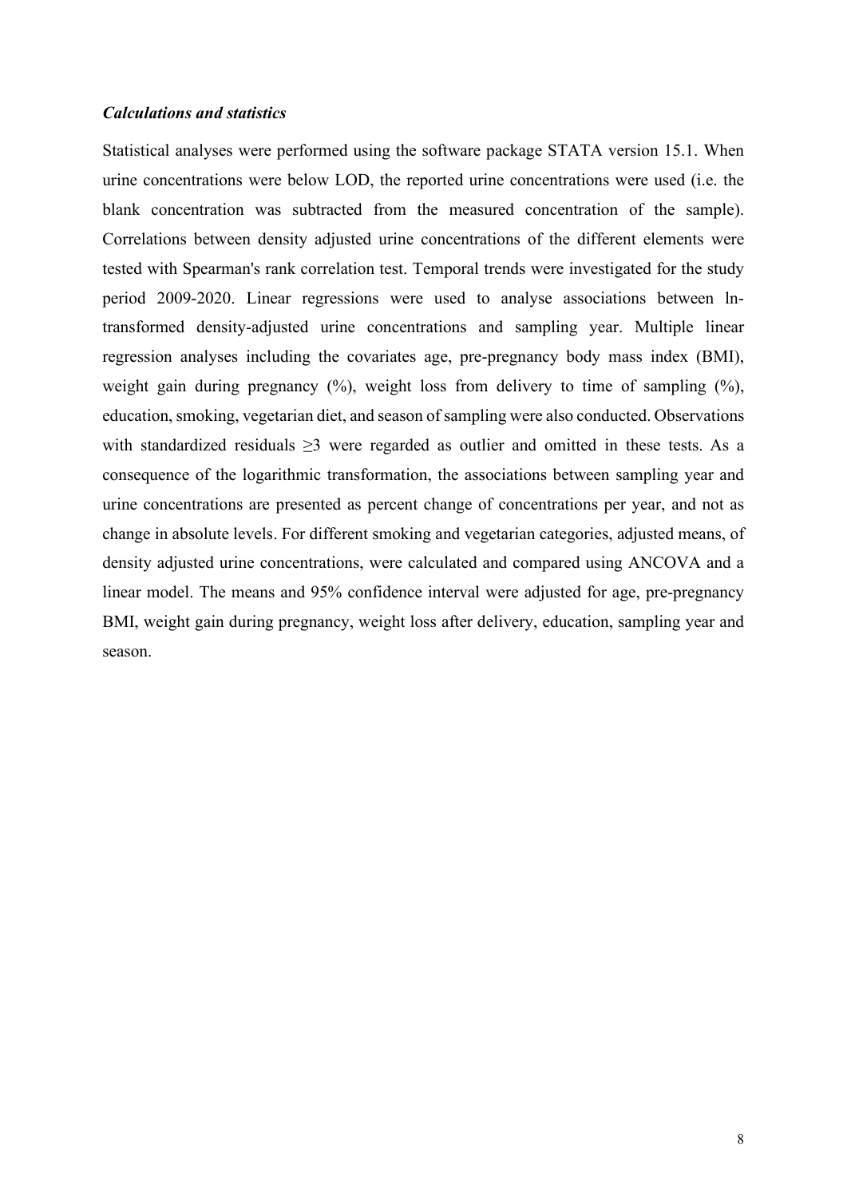### *Calculations and statistics*

Statistical analyses were performed using the software package STATA version 15.1. When urine concentrations were below LOD, the reported urine concentrations were used (i.e. the blank concentration was subtracted from the measured concentration of the sample). Correlations between density adjusted urine concentrations of the different elements were tested with Spearman's rank correlation test. Temporal trends were investigated for the study period 2009-2020. Linear regressions were used to analyse associations between ln-transformed density-adjusted urine concentrations and sampling year. Multiple linear regression analyses including the covariates age, pre-pregnancy body mass index (BMI), weight gain during pregnancy (%), weight loss from delivery to time of sampling (%), education, smoking, vegetarian diet, and season of sampling were also conducted. Observations with standardized residuals $\geq 3$ were regarded as outlier and omitted in these tests. As a consequence of the logarithmic transformation, the associations between sampling year and urine concentrations are presented as percent change of concentrations per year, and not as change in absolute levels. For different smoking and vegetarian categories, adjusted means, of density adjusted urine concentrations, were calculated and compared using ANCOVA and a linear model. The means and 95% confidence interval were adjusted for age, pre-pregnancy BMI, weight gain during pregnancy, weight loss after delivery, education, sampling year and season.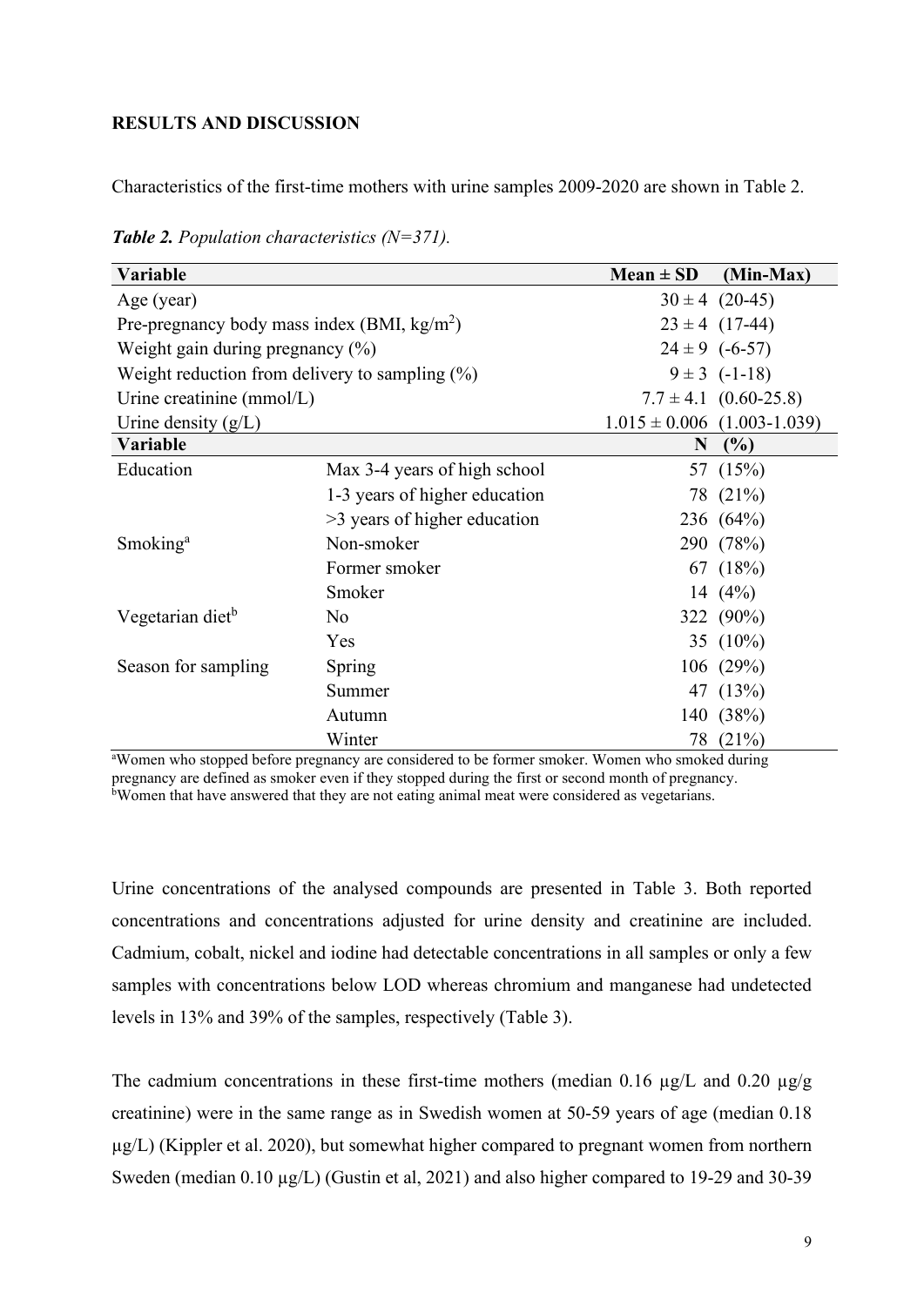**RESULTS AND DISCUSSION**

Characteristics of the first-time mothers with urine samples 2009-2020 are shown in Table 2.

***Table 2.*** *Population characteristics (N=371).*

| **Variable** | | **Mean ± SD** | **(Min-Max)** |
|---|---|---|---|
| Age (year) | | 30 ± 4 | (20-45) |
| Pre-pregnancy body mass index (BMI, $kg/m^2$) | | 23 ± 4 | (17-44) |
| Weight gain during pregnancy (%) | | 24 ± 9 | (-6-57) |
| Weight reduction from delivery to sampling (%) | | 9 ± 3 | (-1-18) |
| Urine creatinine (mmol/L) | | 7.7 ± 4.1 | (0.60-25.8) |
| Urine density (g/L) | | 1.015 ± 0.006 | (1.003-1.039) |
| **Variable** | | **N** | **(%)** |
| Education | Max 3-4 years of high school | 57 | (15%) |
| | 1-3 years of higher education | 78 | (21%) |
| | >3 years of higher education | 236 | (64%) |
| Smoking[a] | Non-smoker | 290 | (78%) |
| | Former smoker | 67 | (18%) |
| | Smoker | 14 | (4%) |
| Vegetarian diet[b] | No | 322 | (90%) |
| | Yes | 35 | (10%) |
| Season for sampling | Spring | 106 | (29%) |
| | Summer | 47 | (13%) |
| | Autumn | 140 | (38%) |
| | Winter | 78 | (21%) |

[a]Women who stopped before pregnancy are considered to be former smoker. Women who smoked during pregnancy are defined as smoker even if they stopped during the first or second month of pregnancy.
[b]Women that have answered that they are not eating animal meat were considered as vegetarians.

Urine concentrations of the analysed compounds are presented in Table 3. Both reported concentrations and concentrations adjusted for urine density and creatinine are included. Cadmium, cobalt, nickel and iodine had detectable concentrations in all samples or only a few samples with concentrations below LOD whereas chromium and manganese had undetected levels in 13% and 39% of the samples, respectively (Table 3).

The cadmium concentrations in these first-time mothers (median 0.16 µg/L and 0.20 µg/g creatinine) were in the same range as in Swedish women at 50-59 years of age (median 0.18 µg/L) (Kippler et al. 2020), but somewhat higher compared to pregnant women from northern Sweden (median 0.10 µg/L) (Gustin et al, 2021) and also higher compared to 19-29 and 30-39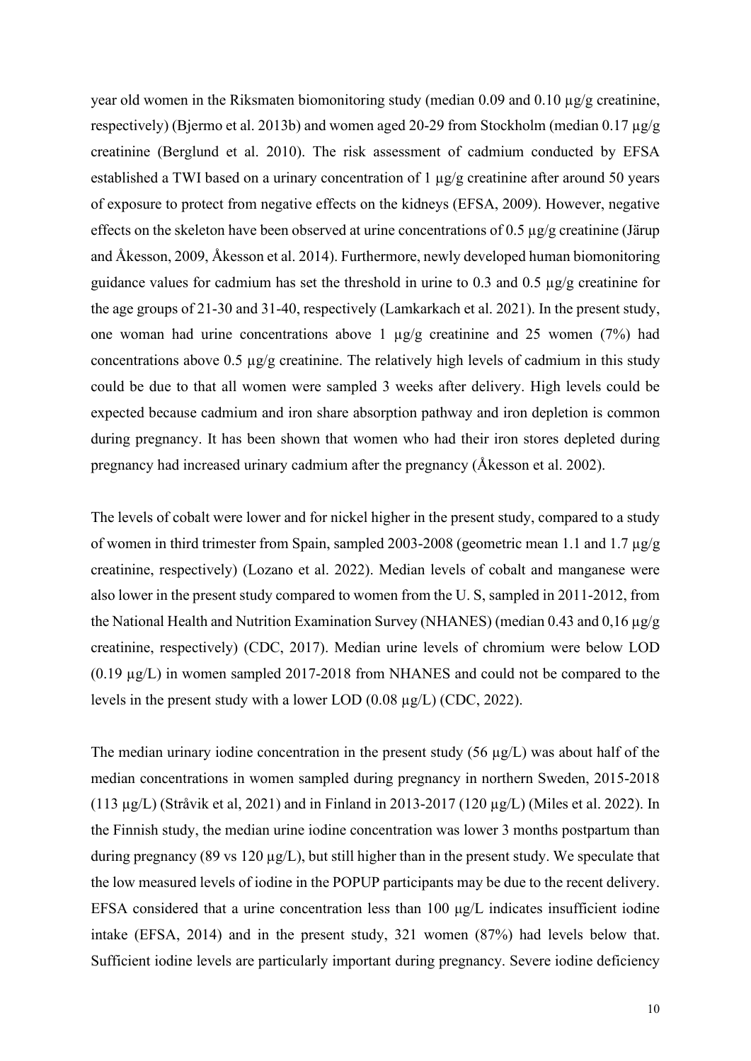year old women in the Riksmaten biomonitoring study (median 0.09 and 0.10 µg/g creatinine, respectively) (Bjermo et al. 2013b) and women aged 20-29 from Stockholm (median 0.17 µg/g creatinine (Berglund et al. 2010). The risk assessment of cadmium conducted by EFSA established a TWI based on a urinary concentration of 1 µg/g creatinine after around 50 years of exposure to protect from negative effects on the kidneys (EFSA, 2009). However, negative effects on the skeleton have been observed at urine concentrations of 0.5 µg/g creatinine (Järup and Åkesson, 2009, Åkesson et al. 2014). Furthermore, newly developed human biomonitoring guidance values for cadmium has set the threshold in urine to 0.3 and 0.5 µg/g creatinine for the age groups of 21-30 and 31-40, respectively (Lamkarkach et al. 2021). In the present study, one woman had urine concentrations above 1 µg/g creatinine and 25 women (7%) had concentrations above 0.5 µg/g creatinine. The relatively high levels of cadmium in this study could be due to that all women were sampled 3 weeks after delivery. High levels could be expected because cadmium and iron share absorption pathway and iron depletion is common during pregnancy. It has been shown that women who had their iron stores depleted during pregnancy had increased urinary cadmium after the pregnancy (Åkesson et al. 2002).

The levels of cobalt were lower and for nickel higher in the present study, compared to a study of women in third trimester from Spain, sampled 2003-2008 (geometric mean 1.1 and 1.7 µg/g creatinine, respectively) (Lozano et al. 2022). Median levels of cobalt and manganese were also lower in the present study compared to women from the U. S, sampled in 2011-2012, from the National Health and Nutrition Examination Survey (NHANES) (median 0.43 and 0,16 µg/g creatinine, respectively) (CDC, 2017). Median urine levels of chromium were below LOD (0.19 µg/L) in women sampled 2017-2018 from NHANES and could not be compared to the levels in the present study with a lower LOD (0.08 µg/L) (CDC, 2022).

The median urinary iodine concentration in the present study (56 µg/L) was about half of the median concentrations in women sampled during pregnancy in northern Sweden, 2015-2018 (113 µg/L) (Stråvik et al, 2021) and in Finland in 2013-2017 (120 µg/L) (Miles et al. 2022). In the Finnish study, the median urine iodine concentration was lower 3 months postpartum than during pregnancy (89 vs 120 µg/L), but still higher than in the present study. We speculate that the low measured levels of iodine in the POPUP participants may be due to the recent delivery. EFSA considered that a urine concentration less than 100 µg/L indicates insufficient iodine intake (EFSA, 2014) and in the present study, 321 women (87%) had levels below that. Sufficient iodine levels are particularly important during pregnancy. Severe iodine deficiency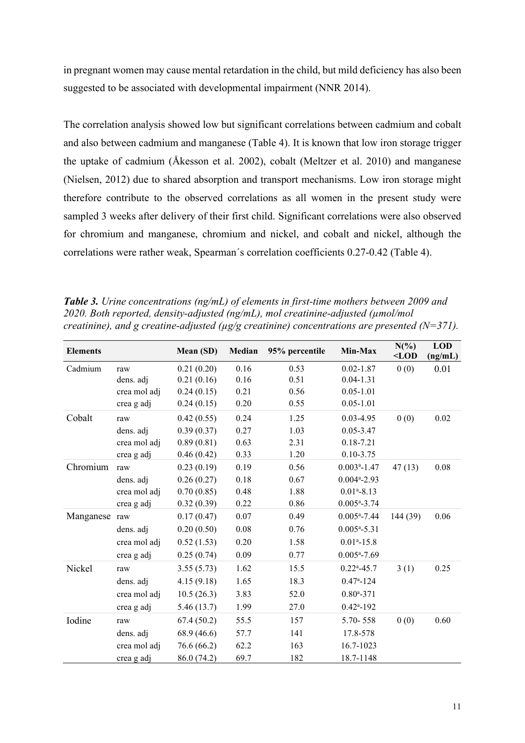in pregnant women may cause mental retardation in the child, but mild deficiency has also been suggested to be associated with developmental impairment (NNR 2014).

The correlation analysis showed low but significant correlations between cadmium and cobalt and also between cadmium and manganese (Table 4). It is known that low iron storage trigger the uptake of cadmium (Åkesson et al. 2002), cobalt (Meltzer et al. 2010) and manganese (Nielsen, 2012) due to shared absorption and transport mechanisms. Low iron storage might therefore contribute to the observed correlations as all women in the present study were sampled 3 weeks after delivery of their first child. Significant correlations were also observed for chromium and manganese, chromium and nickel, and cobalt and nickel, although the correlations were rather weak, Spearman´s correlation coefficients 0.27-0.42 (Table 4).

***Table 3.*** *Urine concentrations (ng/mL) of elements in first-time mothers between 2009 and 2020. Both reported, density-adjusted (ng/mL), mol creatinine-adjusted (µmol/mol creatinine), and g creatine-adjusted (µg/g creatinine) concentrations are presented (N=371).*

| **Elements** | | **Mean (SD)** | **Median** | **95% percentile** | **Min-Max** | **N(%) <LOD** | **LOD (ng/mL)** |
|---|---|---|---|---|---|---|---|
| Cadmium | raw | 0.21 (0.20) | 0.16 | 0.53 | 0.02-1.87 | 0 (0) | 0.01 |
| | dens. adj | 0.21 (0.16) | 0.16 | 0.51 | 0.04-1.31 | | |
| | crea mol adj | 0.24 (0.15) | 0.21 | 0.56 | 0.05-1.01 | | |
| | crea g adj | 0.24 (0.15) | 0.20 | 0.55 | 0.05-1.01 | | |
| Cobalt | raw | 0.42 (0.55) | 0.24 | 1.25 | 0.03-4.95 | 0 (0) | 0.02 |
| | dens. adj | 0.39 (0.37) | 0.27 | 1.03 | 0.05-3.47 | | |
| | crea mol adj | 0.89 (0.81) | 0.63 | 2.31 | 0.18-7.21 | | |
| | crea g adj | 0.46 (0.42) | 0.33 | 1.20 | 0.10-3.75 | | |
| Chromium | raw | 0.23 (0.19) | 0.19 | 0.56 | 0.003[a]-1.47 | 47 (13) | 0.08 |
| | dens. adj | 0.26 (0.27) | 0.18 | 0.67 | 0.004[a]-2.93 | | |
| | crea mol adj | 0.70 (0.85) | 0.48 | 1.88 | 0.01[a]-8.13 | | |
| | crea g adj | 0.32 (0.39) | 0.22 | 0.86 | 0.005[a]-3.74 | | |
| Manganese | raw | 0.17 (0.47) | 0.07 | 0.49 | 0.005[a]-7.44 | 144 (39) | 0.06 |
| | dens. adj | 0.20 (0.50) | 0.08 | 0.76 | 0.005[a]-5.31 | | |
| | crea mol adj | 0.52 (1.53) | 0.20 | 1.58 | 0.01[a]-15.8 | | |
| | crea g adj | 0.25 (0.74) | 0.09 | 0.77 | 0.005[a]-7.69 | | |
| Nickel | raw | 3.55 (5.73) | 1.62 | 15.5 | 0.22[a]-45.7 | 3 (1) | 0.25 |
| | dens. adj | 4.15 (9.18) | 1.65 | 18.3 | 0.47[a]-124 | | |
| | crea mol adj | 10.5 (26.3) | 3.83 | 52.0 | 0.80[a]-371 | | |
| | crea g adj | 5.46 (13.7) | 1.99 | 27.0 | 0.42[a]-192 | | |
| Iodine | raw | 67.4 (50.2) | 55.5 | 157 | 5.70- 558 | 0 (0) | 0.60 |
| | dens. adj | 68.9 (46.6) | 57.7 | 141 | 17.8-578 | | |
| | crea mol adj | 76.6 (66.2) | 62.2 | 163 | 16.7-1023 | | |
| | crea g adj | 86.0 (74.2) | 69.7 | 182 | 18.7-1148 | | |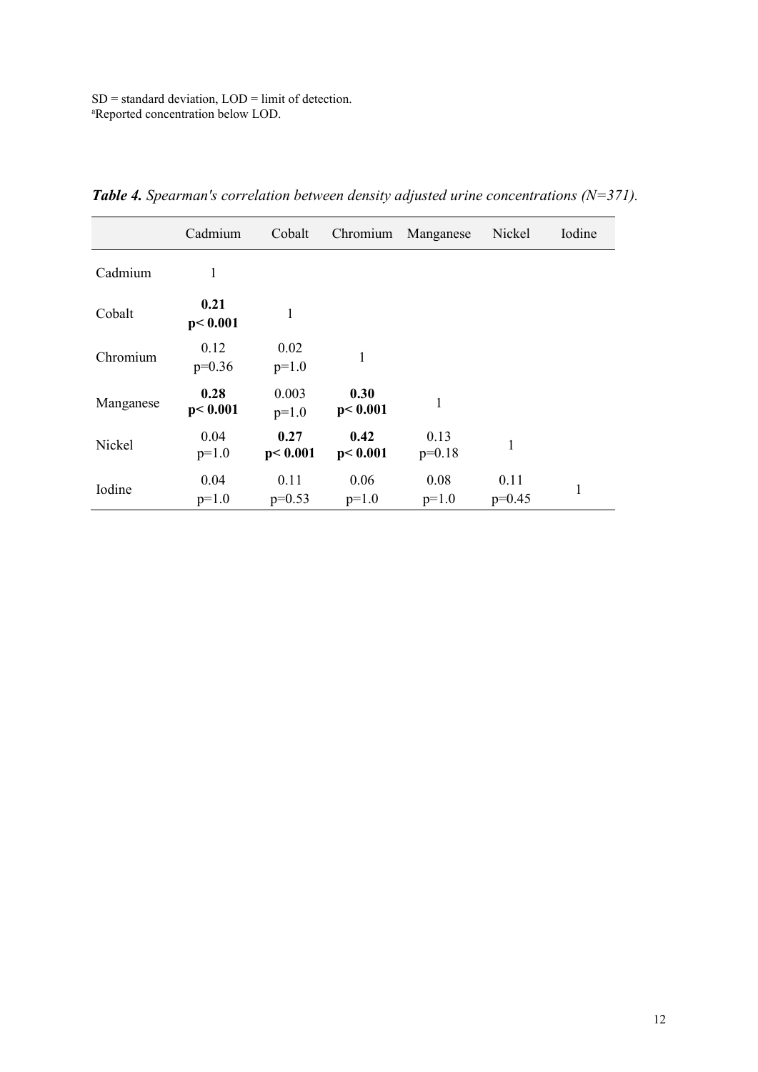SD = standard deviation, LOD = limit of detection.
[a]Reported concentration below LOD.

***Table 4.*** *Spearman's correlation between density adjusted urine concentrations (N=371).*

| | Cadmium | Cobalt | Chromium | Manganese | Nickel | Iodine |
|---|---|---|---|---|---|---|
| Cadmium | 1 | | | | | |
| Cobalt | **0.21 p< 0.001** | 1 | | | | |
| Chromium | 0.12 p=0.36 | 0.02 p=1.0 | 1 | | | |
| Manganese | **0.28 p< 0.001** | 0.003 p=1.0 | **0.30 p< 0.001** | 1 | | |
| Nickel | 0.04 p=1.0 | **0.27 p< 0.001** | **0.42 p< 0.001** | 0.13 p=0.18 | 1 | |
| Iodine | 0.04 p=1.0 | 0.11 p=0.53 | 0.06 p=1.0 | 0.08 p=1.0 | 0.11 p=0.45 | 1 |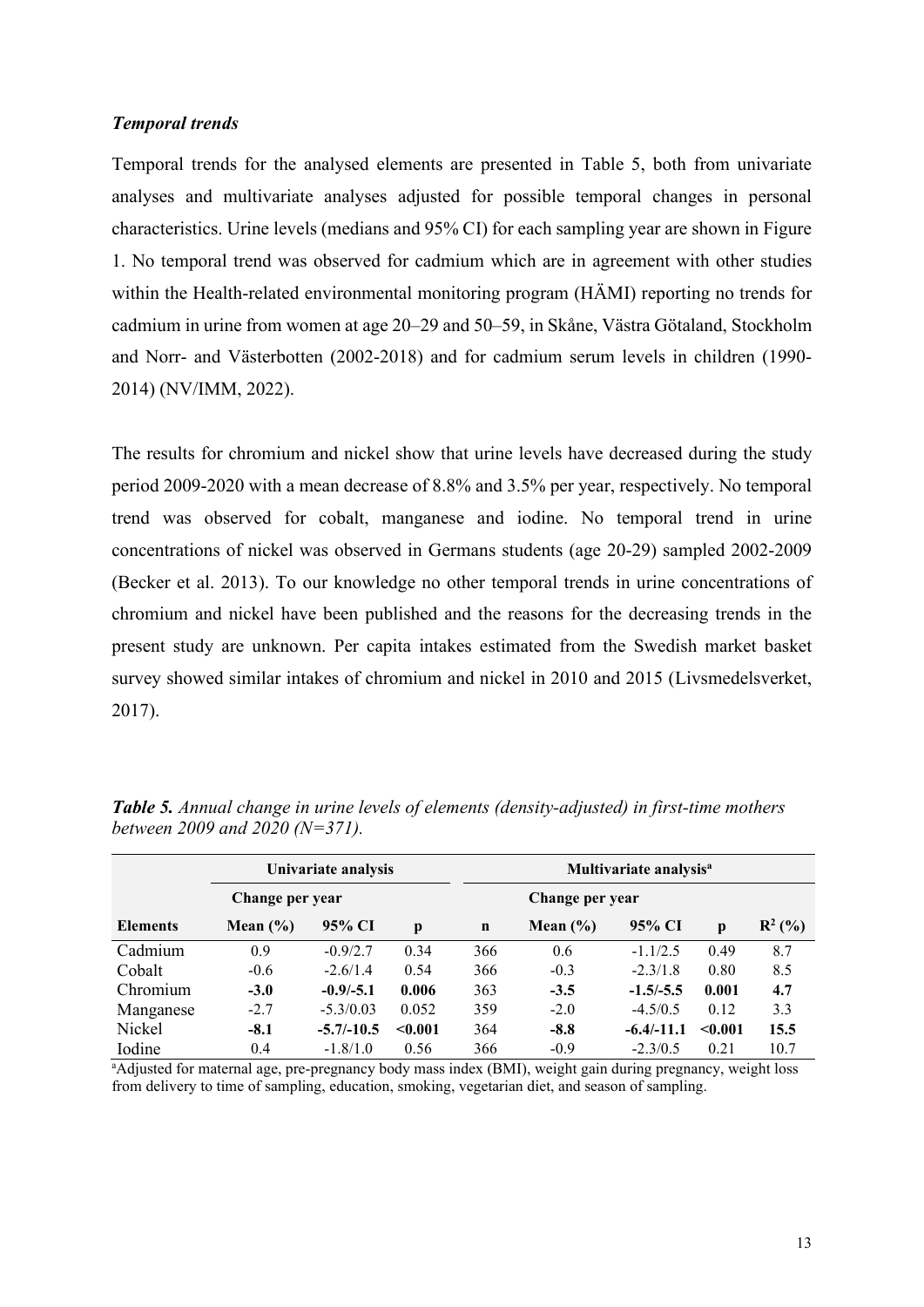### *Temporal trends*

Temporal trends for the analysed elements are presented in Table 5, both from univariate analyses and multivariate analyses adjusted for possible temporal changes in personal characteristics. Urine levels (medians and 95% CI) for each sampling year are shown in Figure 1. No temporal trend was observed for cadmium which are in agreement with other studies within the Health-related environmental monitoring program (HÄMI) reporting no trends for cadmium in urine from women at age 20–29 and 50–59, in Skåne, Västra Götaland, Stockholm and Norr- and Västerbotten (2002-2018) and for cadmium serum levels in children (1990-2014) (NV/IMM, 2022).

The results for chromium and nickel show that urine levels have decreased during the study period 2009-2020 with a mean decrease of 8.8% and 3.5% per year, respectively. No temporal trend was observed for cobalt, manganese and iodine. No temporal trend in urine concentrations of nickel was observed in Germans students (age 20-29) sampled 2002-2009 (Becker et al. 2013). To our knowledge no other temporal trends in urine concentrations of chromium and nickel have been published and the reasons for the decreasing trends in the present study are unknown. Per capita intakes estimated from the Swedish market basket survey showed similar intakes of chromium and nickel in 2010 and 2015 (Livsmedelsverket, 2017).

***Table 5.*** *Annual change in urine levels of elements (density-adjusted) in first-time mothers between 2009 and 2020 (N=371).*

| | Univariate analysis | | | Multivariate analysis[a] | | | | |
|---|---|---|---|---|---|---|---|---|
| | Change per year | | | | Change per year | | | |
| **Elements** | **Mean (%)** | **95% CI** | **p** | **n** | **Mean (%)** | **95% CI** | **p** | **$R^2$ (%)** |
| Cadmium | 0.9 | -0.9/2.7 | 0.34 | 366 | 0.6 | -1.1/2.5 | 0.49 | 8.7 |
| Cobalt | -0.6 | -2.6/1.4 | 0.54 | 366 | -0.3 | -2.3/1.8 | 0.80 | 8.5 |
| Chromium | **-3.0** | **-0.9/-5.1** | **0.006** | 363 | **-3.5** | **-1.5/-5.5** | **0.001** | **4.7** |
| Manganese | -2.7 | -5.3/0.03 | 0.052 | 359 | -2.0 | -4.5/0.5 | 0.12 | 3.3 |
| Nickel | **-8.1** | **-5.7/-10.5** | **<0.001** | 364 | **-8.8** | **-6.4/-11.1** | **<0.001** | **15.5** |
| Iodine | 0.4 | -1.8/1.0 | 0.56 | 366 | -0.9 | -2.3/0.5 | 0.21 | 10.7 |

[a]Adjusted for maternal age, pre-pregnancy body mass index (BMI), weight gain during pregnancy, weight loss from delivery to time of sampling, education, smoking, vegetarian diet, and season of sampling.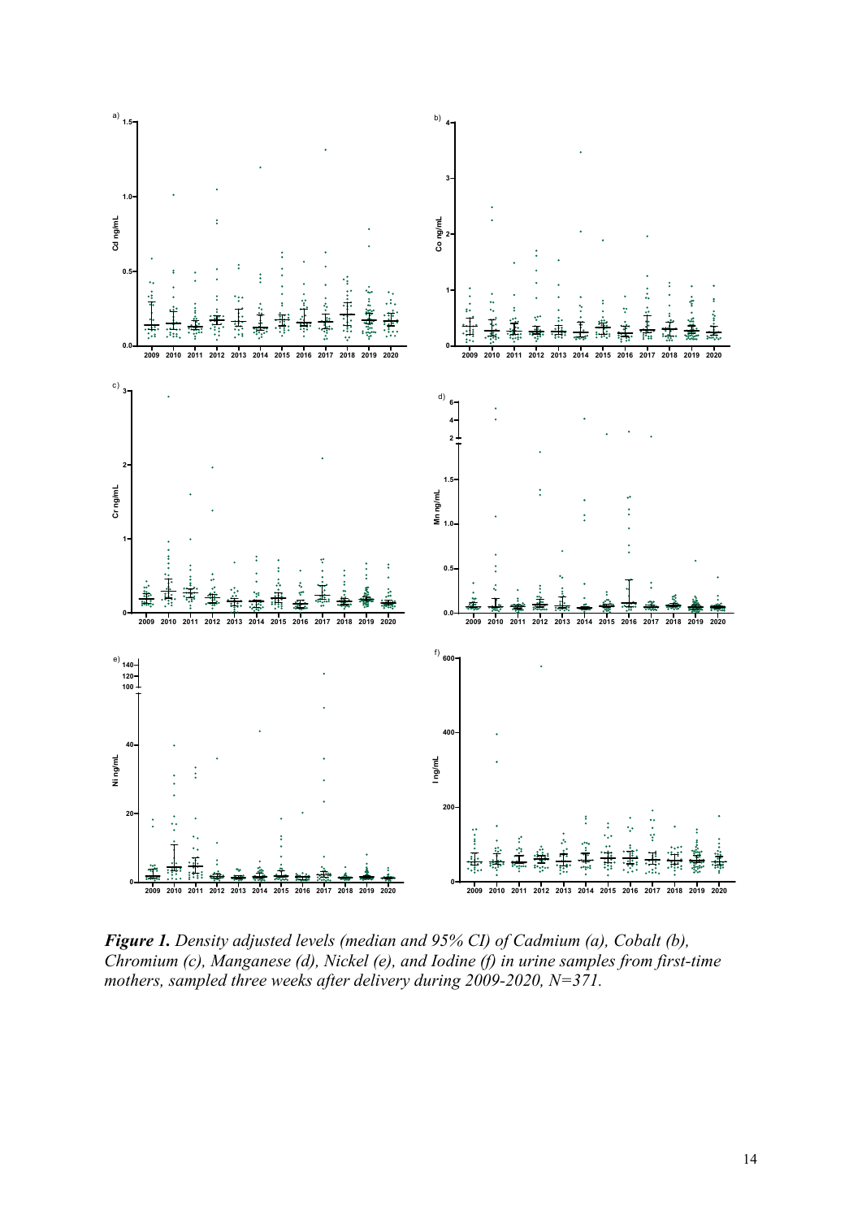***Figure 1.*** *Density adjusted levels (median and 95% CI) of Cadmium (a), Cobalt (b), Chromium (c), Manganese (d), Nickel (e), and Iodine (f) in urine samples from first-time mothers, sampled three weeks after delivery during 2009-2020, N=371.*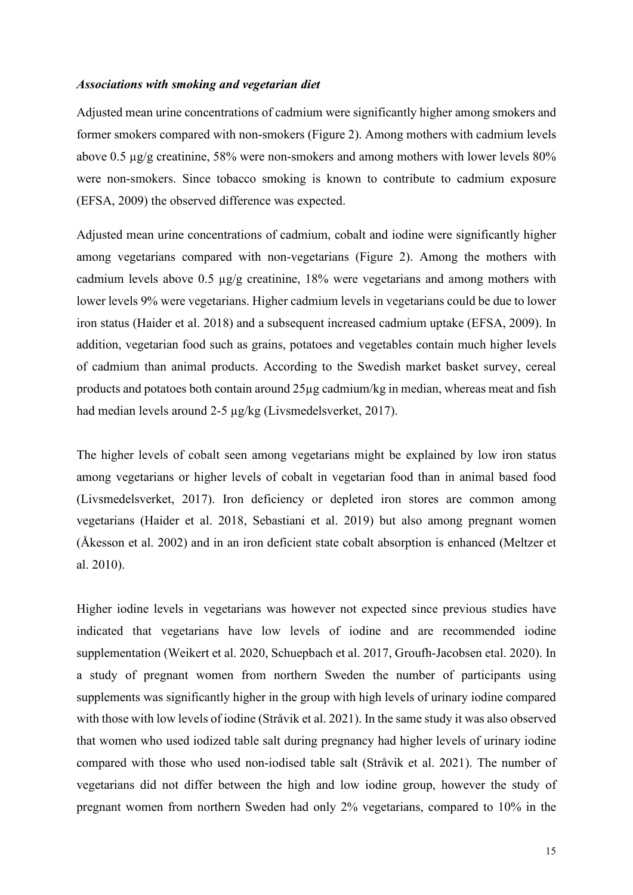### *Associations with smoking and vegetarian diet*

Adjusted mean urine concentrations of cadmium were significantly higher among smokers and former smokers compared with non-smokers (Figure 2). Among mothers with cadmium levels above 0.5 µg/g creatinine, 58% were non-smokers and among mothers with lower levels 80% were non-smokers. Since tobacco smoking is known to contribute to cadmium exposure (EFSA, 2009) the observed difference was expected.

Adjusted mean urine concentrations of cadmium, cobalt and iodine were significantly higher among vegetarians compared with non-vegetarians (Figure 2). Among the mothers with cadmium levels above 0.5 µg/g creatinine, 18% were vegetarians and among mothers with lower levels 9% were vegetarians. Higher cadmium levels in vegetarians could be due to lower iron status (Haider et al. 2018) and a subsequent increased cadmium uptake (EFSA, 2009). In addition, vegetarian food such as grains, potatoes and vegetables contain much higher levels of cadmium than animal products. According to the Swedish market basket survey, cereal products and potatoes both contain around 25µg cadmium/kg in median, whereas meat and fish had median levels around 2-5 µg/kg (Livsmedelsverket, 2017).

The higher levels of cobalt seen among vegetarians might be explained by low iron status among vegetarians or higher levels of cobalt in vegetarian food than in animal based food (Livsmedelsverket, 2017). Iron deficiency or depleted iron stores are common among vegetarians (Haider et al. 2018, Sebastiani et al. 2019) but also among pregnant women (Åkesson et al. 2002) and in an iron deficient state cobalt absorption is enhanced (Meltzer et al. 2010).

Higher iodine levels in vegetarians was however not expected since previous studies have indicated that vegetarians have low levels of iodine and are recommended iodine supplementation (Weikert et al. 2020, Schuepbach et al. 2017, Groufh-Jacobsen etal. 2020). In a study of pregnant women from northern Sweden the number of participants using supplements was significantly higher in the group with high levels of urinary iodine compared with those with low levels of iodine (Stråvik et al. 2021). In the same study it was also observed that women who used iodized table salt during pregnancy had higher levels of urinary iodine compared with those who used non-iodised table salt (Stråvik et al. 2021). The number of vegetarians did not differ between the high and low iodine group, however the study of pregnant women from northern Sweden had only 2% vegetarians, compared to 10% in the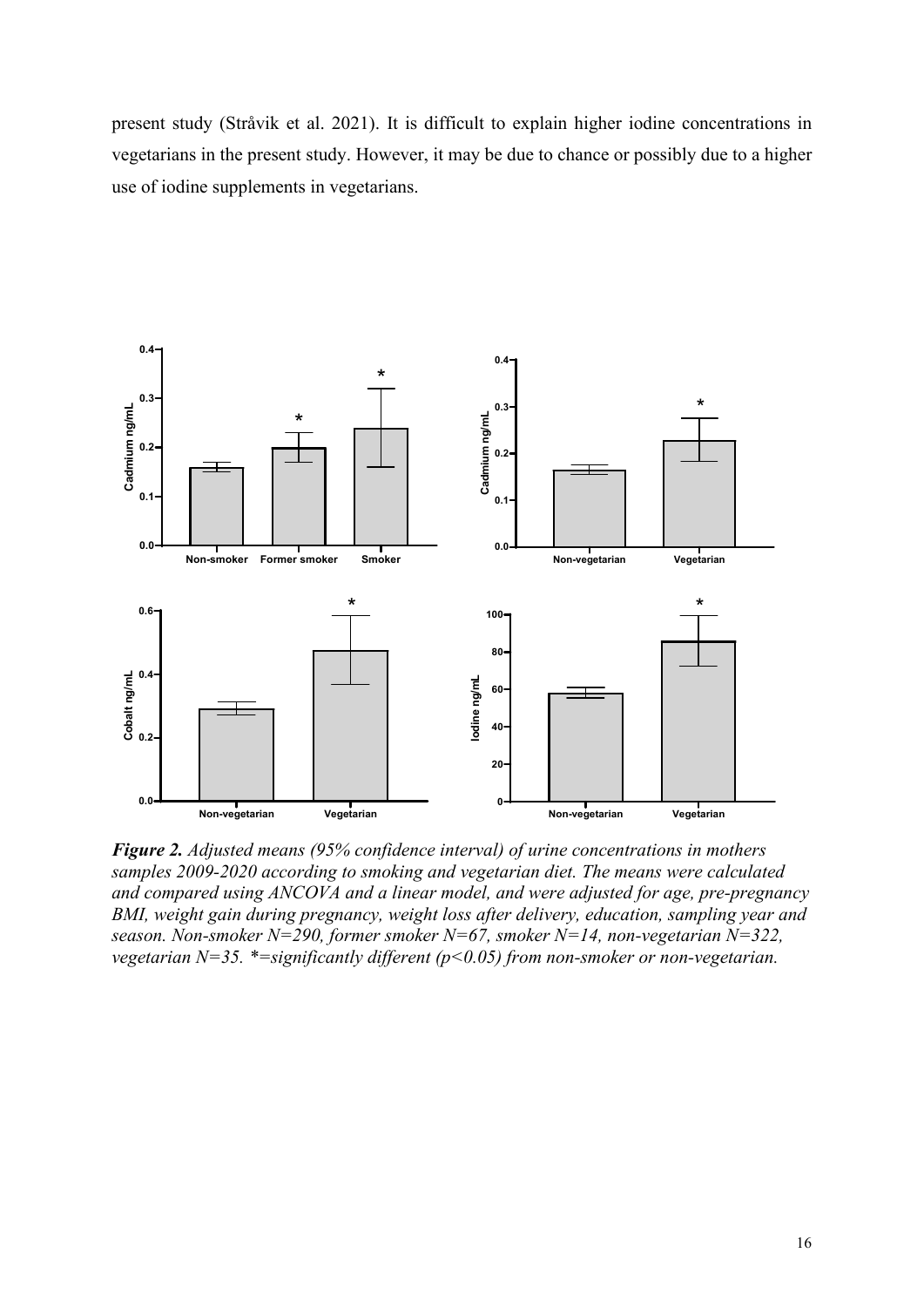present study (Stråvik et al. 2021). It is difficult to explain higher iodine concentrations in vegetarians in the present study. However, it may be due to chance or possibly due to a higher use of iodine supplements in vegetarians.

***Figure 2.*** *Adjusted means (95% confidence interval) of urine concentrations in mothers samples 2009-2020 according to smoking and vegetarian diet. The means were calculated and compared using ANCOVA and a linear model, and were adjusted for age, pre-pregnancy BMI, weight gain during pregnancy, weight loss after delivery, education, sampling year and season. Non-smoker N=290, former smoker N=67, smoker N=14, non-vegetarian N=322, vegetarian N=35. *=significantly different (p<0.05) from non-smoker or non-vegetarian.*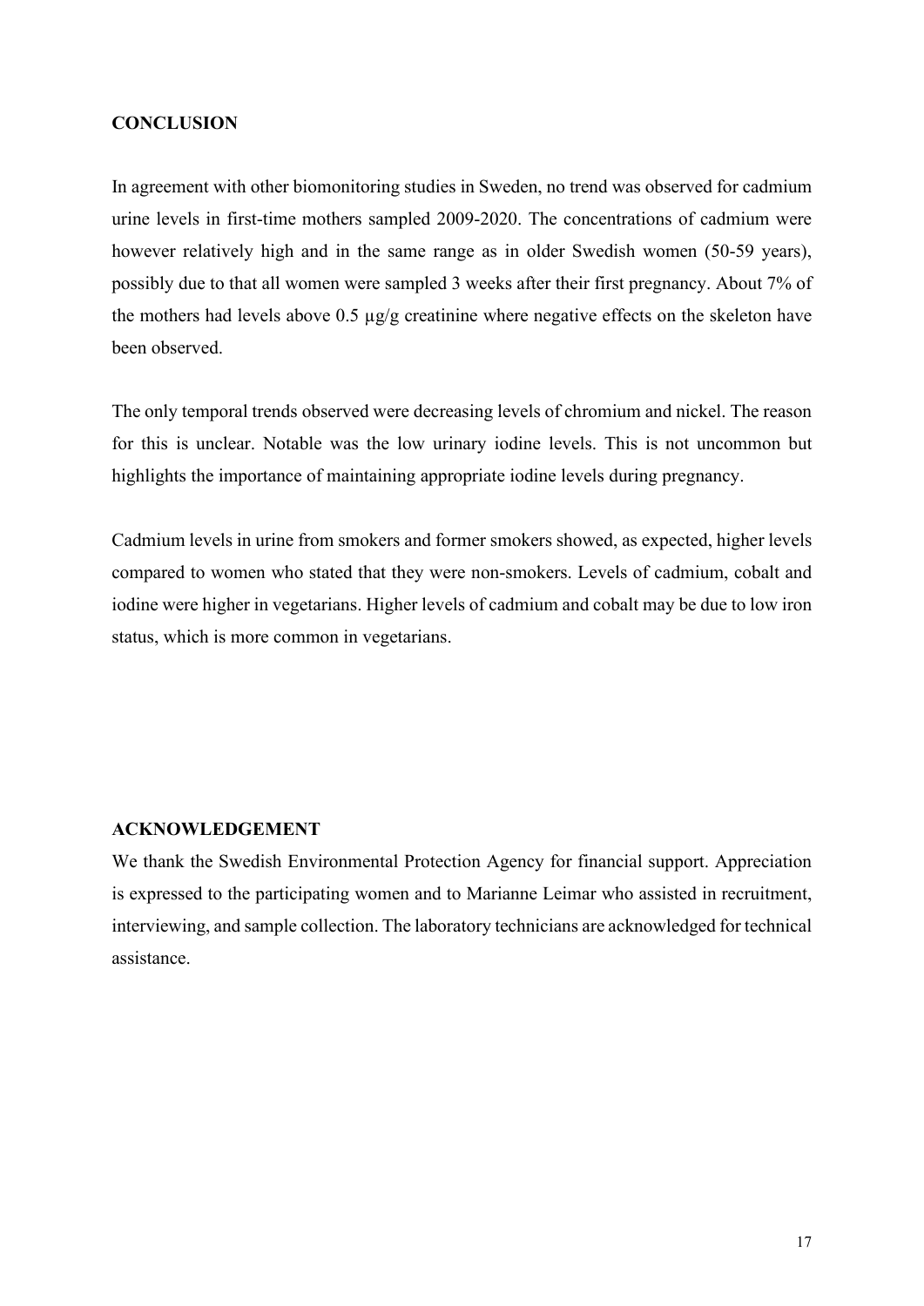## CONCLUSION

In agreement with other biomonitoring studies in Sweden, no trend was observed for cadmium urine levels in first-time mothers sampled 2009-2020. The concentrations of cadmium were however relatively high and in the same range as in older Swedish women (50-59 years), possibly due to that all women were sampled 3 weeks after their first pregnancy. About 7% of the mothers had levels above 0.5 µg/g creatinine where negative effects on the skeleton have been observed.

The only temporal trends observed were decreasing levels of chromium and nickel. The reason for this is unclear. Notable was the low urinary iodine levels. This is not uncommon but highlights the importance of maintaining appropriate iodine levels during pregnancy.

Cadmium levels in urine from smokers and former smokers showed, as expected, higher levels compared to women who stated that they were non-smokers. Levels of cadmium, cobalt and iodine were higher in vegetarians. Higher levels of cadmium and cobalt may be due to low iron status, which is more common in vegetarians.

## ACKNOWLEDGEMENT

We thank the Swedish Environmental Protection Agency for financial support. Appreciation is expressed to the participating women and to Marianne Leimar who assisted in recruitment, interviewing, and sample collection. The laboratory technicians are acknowledged for technical assistance.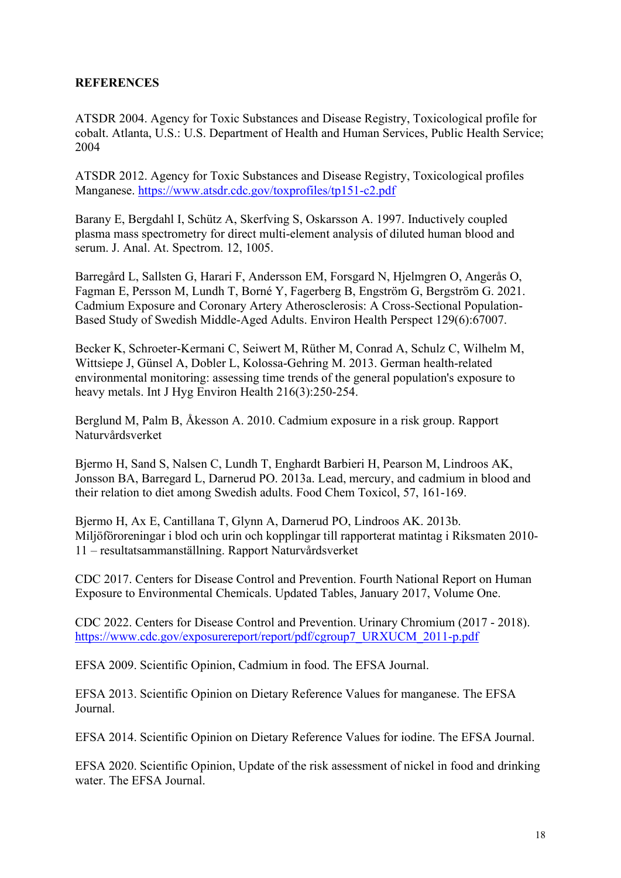**REFERENCES**

ATSDR 2004. Agency for Toxic Substances and Disease Registry, Toxicological profile for cobalt. Atlanta, U.S.: U.S. Department of Health and Human Services, Public Health Service; 2004

ATSDR 2012. Agency for Toxic Substances and Disease Registry, Toxicological profiles Manganese. https://www.atsdr.cdc.gov/toxprofiles/tp151-c2.pdf

Barany E, Bergdahl I, Schütz A, Skerfving S, Oskarsson A. 1997. Inductively coupled plasma mass spectrometry for direct multi-element analysis of diluted human blood and serum. J. Anal. At. Spectrom. 12, 1005.

Barregård L, Sallsten G, Harari F, Andersson EM, Forsgard N, Hjelmgren O, Angerås O, Fagman E, Persson M, Lundh T, Borné Y, Fagerberg B, Engström G, Bergström G. 2021. Cadmium Exposure and Coronary Artery Atherosclerosis: A Cross-Sectional Population-Based Study of Swedish Middle-Aged Adults. Environ Health Perspect 129(6):67007.

Becker K, Schroeter-Kermani C, Seiwert M, Rüther M, Conrad A, Schulz C, Wilhelm M, Wittsiepe J, Günsel A, Dobler L, Kolossa-Gehring M. 2013. German health-related environmental monitoring: assessing time trends of the general population's exposure to heavy metals. Int J Hyg Environ Health 216(3):250-254.

Berglund M, Palm B, Åkesson A. 2010. Cadmium exposure in a risk group. Rapport Naturvårdsverket

Bjermo H, Sand S, Nalsen C, Lundh T, Enghardt Barbieri H, Pearson M, Lindroos AK, Jonsson BA, Barregard L, Darnerud PO. 2013a. Lead, mercury, and cadmium in blood and their relation to diet among Swedish adults. Food Chem Toxicol, 57, 161-169.

Bjermo H, Ax E, Cantillana T, Glynn A, Darnerud PO, Lindroos AK. 2013b. Miljöföroreningar i blod och urin och kopplingar till rapporterat matintag i Riksmaten 2010-11 – resultatsammanställning. Rapport Naturvårdsverket

CDC 2017. Centers for Disease Control and Prevention. Fourth National Report on Human Exposure to Environmental Chemicals. Updated Tables, January 2017, Volume One.

CDC 2022. Centers for Disease Control and Prevention. Urinary Chromium (2017 - 2018). https://www.cdc.gov/exposurereport/report/pdf/cgroup7_URXUCM_2011-p.pdf

EFSA 2009. Scientific Opinion, Cadmium in food. The EFSA Journal.

EFSA 2013. Scientific Opinion on Dietary Reference Values for manganese. The EFSA Journal.

EFSA 2014. Scientific Opinion on Dietary Reference Values for iodine. The EFSA Journal.

EFSA 2020. Scientific Opinion, Update of the risk assessment of nickel in food and drinking water. The EFSA Journal.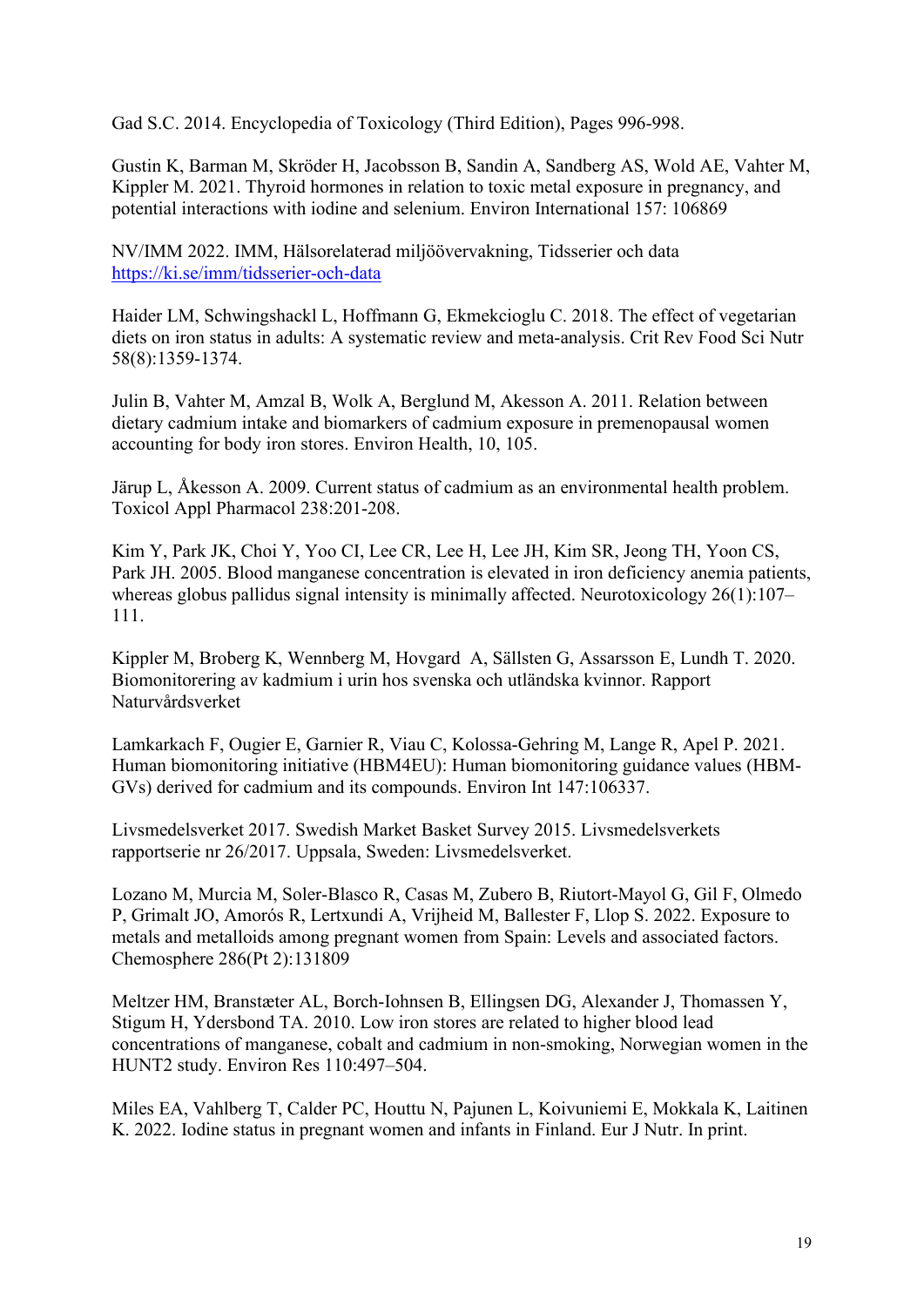Gad S.C. 2014. Encyclopedia of Toxicology (Third Edition), Pages 996-998.

Gustin K, Barman M, Skröder H, Jacobsson B, Sandin A, Sandberg AS, Wold AE, Vahter M, Kippler M. 2021. Thyroid hormones in relation to toxic metal exposure in pregnancy, and potential interactions with iodine and selenium. Environ International 157: 106869

NV/IMM 2022. IMM, Hälsorelaterad miljöövervakning, Tidsserier och data https://ki.se/imm/tidsserier-och-data

Haider LM, Schwingshackl L, Hoffmann G, Ekmekcioglu C. 2018. The effect of vegetarian diets on iron status in adults: A systematic review and meta-analysis. Crit Rev Food Sci Nutr 58(8):1359-1374.

Julin B, Vahter M, Amzal B, Wolk A, Berglund M, Akesson A. 2011. Relation between dietary cadmium intake and biomarkers of cadmium exposure in premenopausal women accounting for body iron stores. Environ Health, 10, 105.

Järup L, Åkesson A. 2009. Current status of cadmium as an environmental health problem. Toxicol Appl Pharmacol 238:201-208.

Kim Y, Park JK, Choi Y, Yoo CI, Lee CR, Lee H, Lee JH, Kim SR, Jeong TH, Yoon CS, Park JH. 2005. Blood manganese concentration is elevated in iron deficiency anemia patients, whereas globus pallidus signal intensity is minimally affected. Neurotoxicology 26(1):107–111.

Kippler M, Broberg K, Wennberg M, Hovgard A, Sällsten G, Assarsson E, Lundh T. 2020. Biomonitorering av kadmium i urin hos svenska och utländska kvinnor. Rapport Naturvårdsverket

Lamkarkach F, Ougier E, Garnier R, Viau C, Kolossa-Gehring M, Lange R, Apel P. 2021. Human biomonitoring initiative (HBM4EU): Human biomonitoring guidance values (HBM-GVs) derived for cadmium and its compounds. Environ Int 147:106337.

Livsmedelsverket 2017. Swedish Market Basket Survey 2015. Livsmedelsverkets rapportserie nr 26/2017. Uppsala, Sweden: Livsmedelsverket.

Lozano M, Murcia M, Soler-Blasco R, Casas M, Zubero B, Riutort-Mayol G, Gil F, Olmedo P, Grimalt JO, Amorós R, Lertxundi A, Vrijheid M, Ballester F, Llop S. 2022. Exposure to metals and metalloids among pregnant women from Spain: Levels and associated factors. Chemosphere 286(Pt 2):131809

Meltzer HM, Branstæter AL, Borch-Iohnsen B, Ellingsen DG, Alexander J, Thomassen Y, Stigum H, Ydersbond TA. 2010. Low iron stores are related to higher blood lead concentrations of manganese, cobalt and cadmium in non-smoking, Norwegian women in the HUNT2 study. Environ Res 110:497–504.

Miles EA, Vahlberg T, Calder PC, Houttu N, Pajunen L, Koivuniemi E, Mokkala K, Laitinen K. 2022. Iodine status in pregnant women and infants in Finland. Eur J Nutr. In print.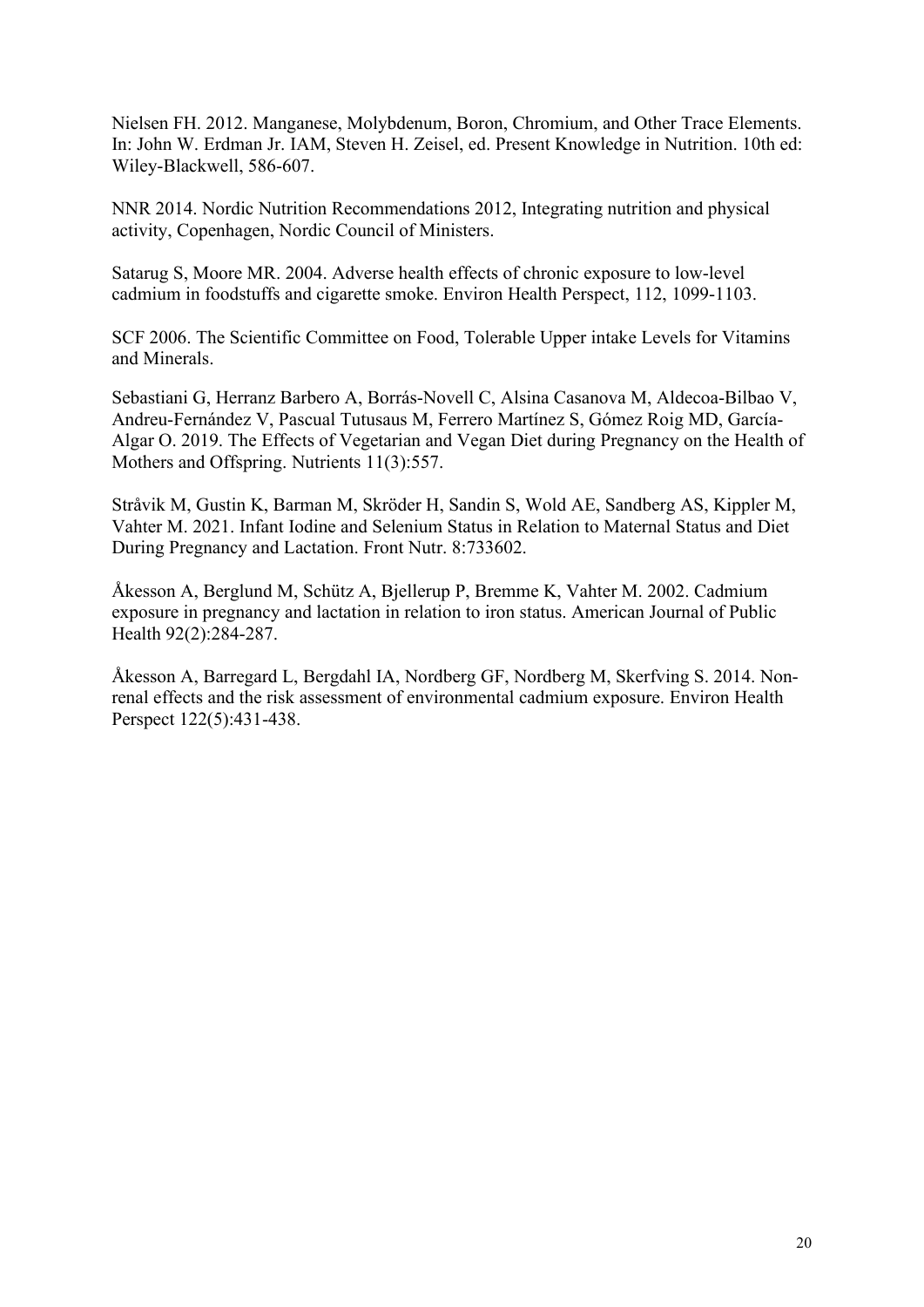Nielsen FH. 2012. Manganese, Molybdenum, Boron, Chromium, and Other Trace Elements. In: John W. Erdman Jr. IAM, Steven H. Zeisel, ed. Present Knowledge in Nutrition. 10th ed: Wiley-Blackwell, 586-607.

NNR 2014. Nordic Nutrition Recommendations 2012, Integrating nutrition and physical activity, Copenhagen, Nordic Council of Ministers.

Satarug S, Moore MR. 2004. Adverse health effects of chronic exposure to low-level cadmium in foodstuffs and cigarette smoke. Environ Health Perspect, 112, 1099-1103.

SCF 2006. The Scientific Committee on Food, Tolerable Upper intake Levels for Vitamins and Minerals.

Sebastiani G, Herranz Barbero A, Borrás-Novell C, Alsina Casanova M, Aldecoa-Bilbao V, Andreu-Fernández V, Pascual Tutusaus M, Ferrero Martínez S, Gómez Roig MD, García-Algar O. 2019. The Effects of Vegetarian and Vegan Diet during Pregnancy on the Health of Mothers and Offspring. Nutrients 11(3):557.

Stråvik M, Gustin K, Barman M, Skröder H, Sandin S, Wold AE, Sandberg AS, Kippler M, Vahter M. 2021. Infant Iodine and Selenium Status in Relation to Maternal Status and Diet During Pregnancy and Lactation. Front Nutr. 8:733602.

Åkesson A, Berglund M, Schütz A, Bjellerup P, Bremme K, Vahter M. 2002. Cadmium exposure in pregnancy and lactation in relation to iron status. American Journal of Public Health 92(2):284-287.

Åkesson A, Barregard L, Bergdahl IA, Nordberg GF, Nordberg M, Skerfving S. 2014. Non-renal effects and the risk assessment of environmental cadmium exposure. Environ Health Perspect 122(5):431-438.